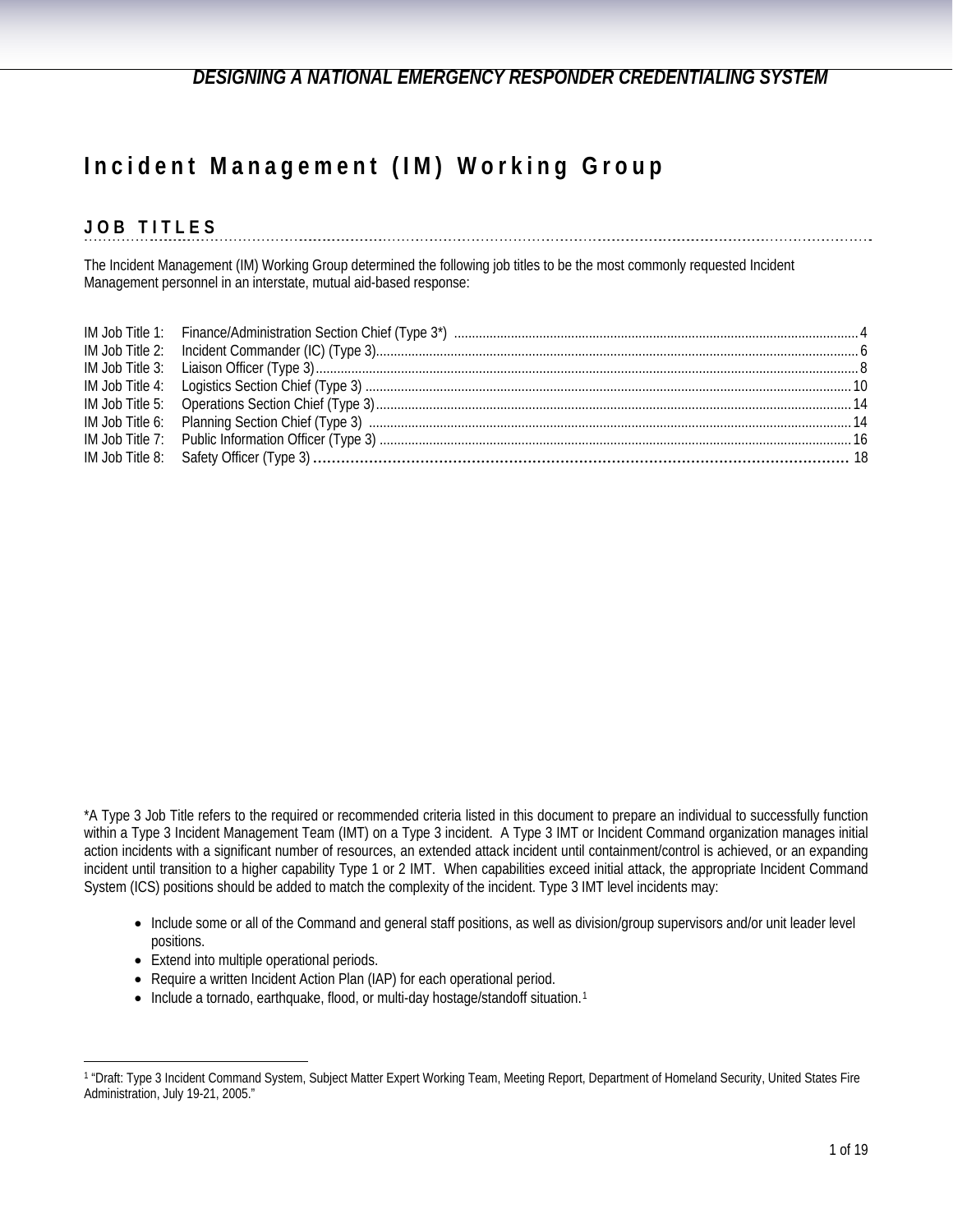# Incident Management (IM) Working Group

## JOB TITLES

The Incident Management (IM) Working Group determined the following job titles to be the most commonly requested Incident Management personnel in an interstate, mutual aid-based response:

| | | |
|---|---|---|
| IM Job Title 1: | Finance/Administration Section Chief (Type 3*) | 4 |
| IM Job Title 2: | Incident Commander (IC) (Type 3) | 6 |
| IM Job Title 3: | Liaison Officer (Type 3) | 8 |
| IM Job Title 4: | Logistics Section Chief (Type 3) | 10 |
| IM Job Title 5: | Operations Section Chief (Type 3) | 14 |
| IM Job Title 6: | Planning Section Chief (Type 3) | 14 |
| IM Job Title 7: | Public Information Officer (Type 3) | 16 |
| IM Job Title 8: | Safety Officer (Type 3) | 18 |

*A Type 3 Job Title refers to the required or recommended criteria listed in this document to prepare an individual to successfully function within a Type 3 Incident Management Team (IMT) on a Type 3 incident. A Type 3 IMT or Incident Command organization manages initial action incidents with a significant number of resources, an extended attack incident until containment/control is achieved, or an expanding incident until transition to a higher capability Type 1 or 2 IMT. When capabilities exceed initial attack, the appropriate Incident Command System (ICS) positions should be added to match the complexity of the incident. Type 3 IMT level incidents may:

- Include some or all of the Command and general staff positions, as well as division/group supervisors and/or unit leader level positions.
- Extend into multiple operational periods.
- Require a written Incident Action Plan (IAP) for each operational period.
- Include a tornado, earthquake, flood, or multi-day hostage/standoff situation.[1]

[1] "Draft: Type 3 Incident Command System, Subject Matter Expert Working Team, Meeting Report, Department of Homeland Security, United States Fire Administration, July 19-21, 2005."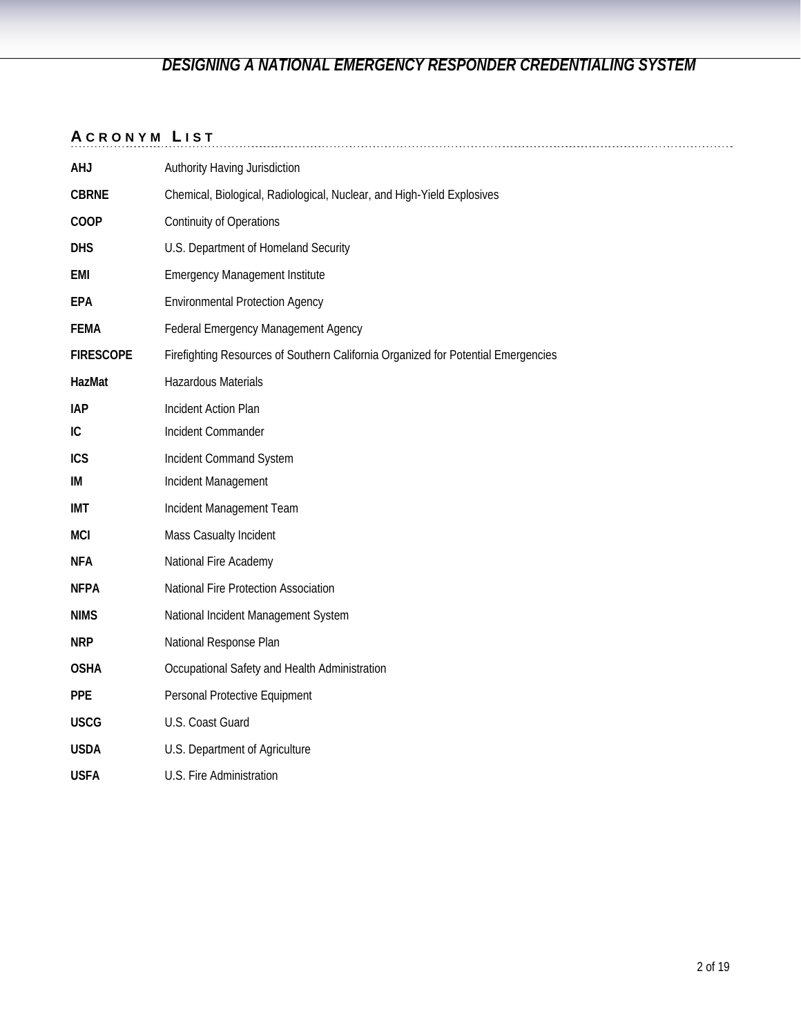## Acronym List

| | |
|---|---|
| **AHJ** | Authority Having Jurisdiction |
| **CBRNE** | Chemical, Biological, Radiological, Nuclear, and High-Yield Explosives |
| **COOP** | Continuity of Operations |
| **DHS** | U.S. Department of Homeland Security |
| **EMI** | Emergency Management Institute |
| **EPA** | Environmental Protection Agency |
| **FEMA** | Federal Emergency Management Agency |
| **FIRESCOPE** | Firefighting Resources of Southern California Organized for Potential Emergencies |
| **HazMat** | Hazardous Materials |
| **IAP** | Incident Action Plan |
| **IC** | Incident Commander |
| **ICS** | Incident Command System |
| **IM** | Incident Management |
| **IMT** | Incident Management Team |
| **MCI** | Mass Casualty Incident |
| **NFA** | National Fire Academy |
| **NFPA** | National Fire Protection Association |
| **NIMS** | National Incident Management System |
| **NRP** | National Response Plan |
| **OSHA** | Occupational Safety and Health Administration |
| **PPE** | Personal Protective Equipment |
| **USCG** | U.S. Coast Guard |
| **USDA** | U.S. Department of Agriculture |
| **USFA** | U.S. Fire Administration |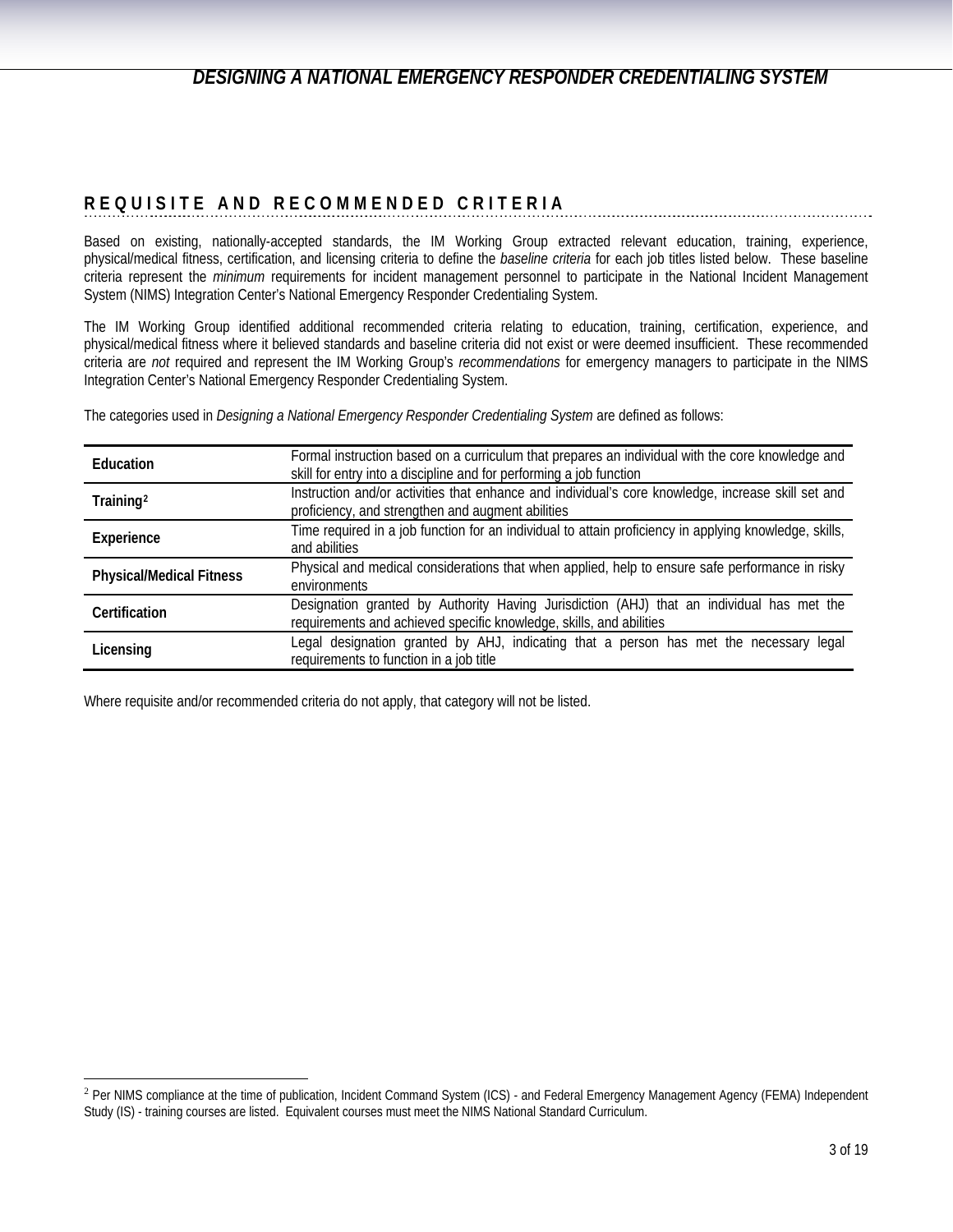## REQUISITE AND RECOMMENDED CRITERIA

Based on existing, nationally-accepted standards, the IM Working Group extracted relevant education, training, experience, physical/medical fitness, certification, and licensing criteria to define the *baseline criteria* for each job titles listed below. These baseline criteria represent the *minimum* requirements for incident management personnel to participate in the National Incident Management System (NIMS) Integration Center's National Emergency Responder Credentialing System.

The IM Working Group identified additional recommended criteria relating to education, training, certification, experience, and physical/medical fitness where it believed standards and baseline criteria did not exist or were deemed insufficient. These recommended criteria are *not* required and represent the IM Working Group's *recommendations* for emergency managers to participate in the NIMS Integration Center's National Emergency Responder Credentialing System.

The categories used in *Designing a National Emergency Responder Credentialing System* are defined as follows:

| | |
|---|---|
| **Education** | Formal instruction based on a curriculum that prepares an individual with the core knowledge and skill for entry into a discipline and for performing a job function |
| **Training**[2] | Instruction and/or activities that enhance and individual's core knowledge, increase skill set and proficiency, and strengthen and augment abilities |
| **Experience** | Time required in a job function for an individual to attain proficiency in applying knowledge, skills, and abilities |
| **Physical/Medical Fitness** | Physical and medical considerations that when applied, help to ensure safe performance in risky environments |
| **Certification** | Designation granted by Authority Having Jurisdiction (AHJ) that an individual has met the requirements and achieved specific knowledge, skills, and abilities |
| **Licensing** | Legal designation granted by AHJ, indicating that a person has met the necessary legal requirements to function in a job title |

Where requisite and/or recommended criteria do not apply, that category will not be listed.

[2] Per NIMS compliance at the time of publication, Incident Command System (ICS) - and Federal Emergency Management Agency (FEMA) Independent Study (IS) - training courses are listed. Equivalent courses must meet the NIMS National Standard Curriculum.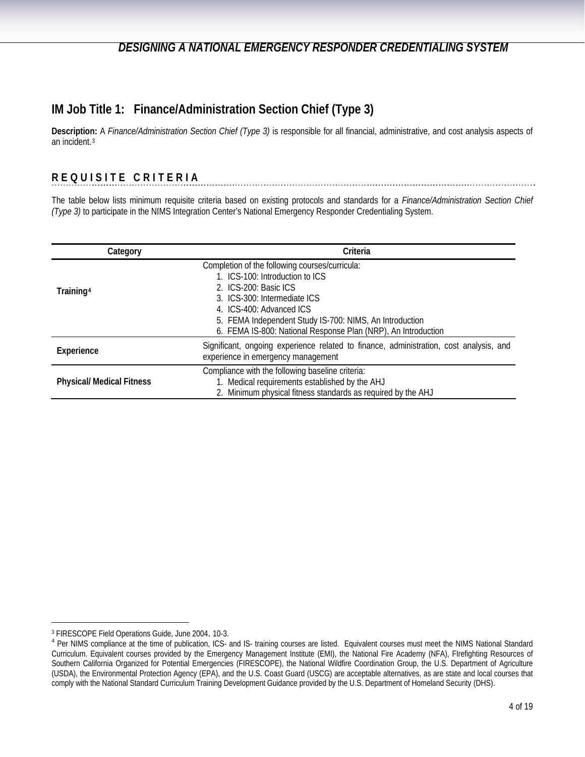## IM Job Title 1: Finance/Administration Section Chief (Type 3)

**Description:** A *Finance/Administration Section Chief (Type 3)* is responsible for all financial, administrative, and cost analysis aspects of an incident.[3]

### REQUISITE CRITERIA

The table below lists minimum requisite criteria based on existing protocols and standards for a *Finance/Administration Section Chief (Type 3)* to participate in the NIMS Integration Center's National Emergency Responder Credentialing System.

| Category | Criteria |
|---|---|
| **Training**[4] | Completion of the following courses/curricula:<br>1. ICS-100: Introduction to ICS<br>2. ICS-200: Basic ICS<br>3. ICS-300: Intermediate ICS<br>4. ICS-400: Advanced ICS<br>5. FEMA Independent Study IS-700: NIMS, An Introduction<br>6. FEMA IS-800: National Response Plan (NRP), An Introduction |
| **Experience** | Significant, ongoing experience related to finance, administration, cost analysis, and experience in emergency management |
| **Physical/ Medical Fitness** | Compliance with the following baseline criteria:<br>1. Medical requirements established by the AHJ<br>2. Minimum physical fitness standards as required by the AHJ |

[3] FIRESCOPE Field Operations Guide, June 2004. 10-3.

[4] Per NIMS compliance at the time of publication, ICS- and IS- training courses are listed. Equivalent courses must meet the NIMS National Standard Curriculum. Equivalent courses provided by the Emergency Management Institute (EMI), the National Fire Academy (NFA), FIrefighting Resources of Southern California Organized for Potential Emergencies (FIRESCOPE), the National Wildfire Coordination Group, the U.S. Department of Agriculture (USDA), the Environmental Protection Agency (EPA), and the U.S. Coast Guard (USCG) are acceptable alternatives, as are state and local courses that comply with the National Standard Curriculum Training Development Guidance provided by the U.S. Department of Homeland Security (DHS).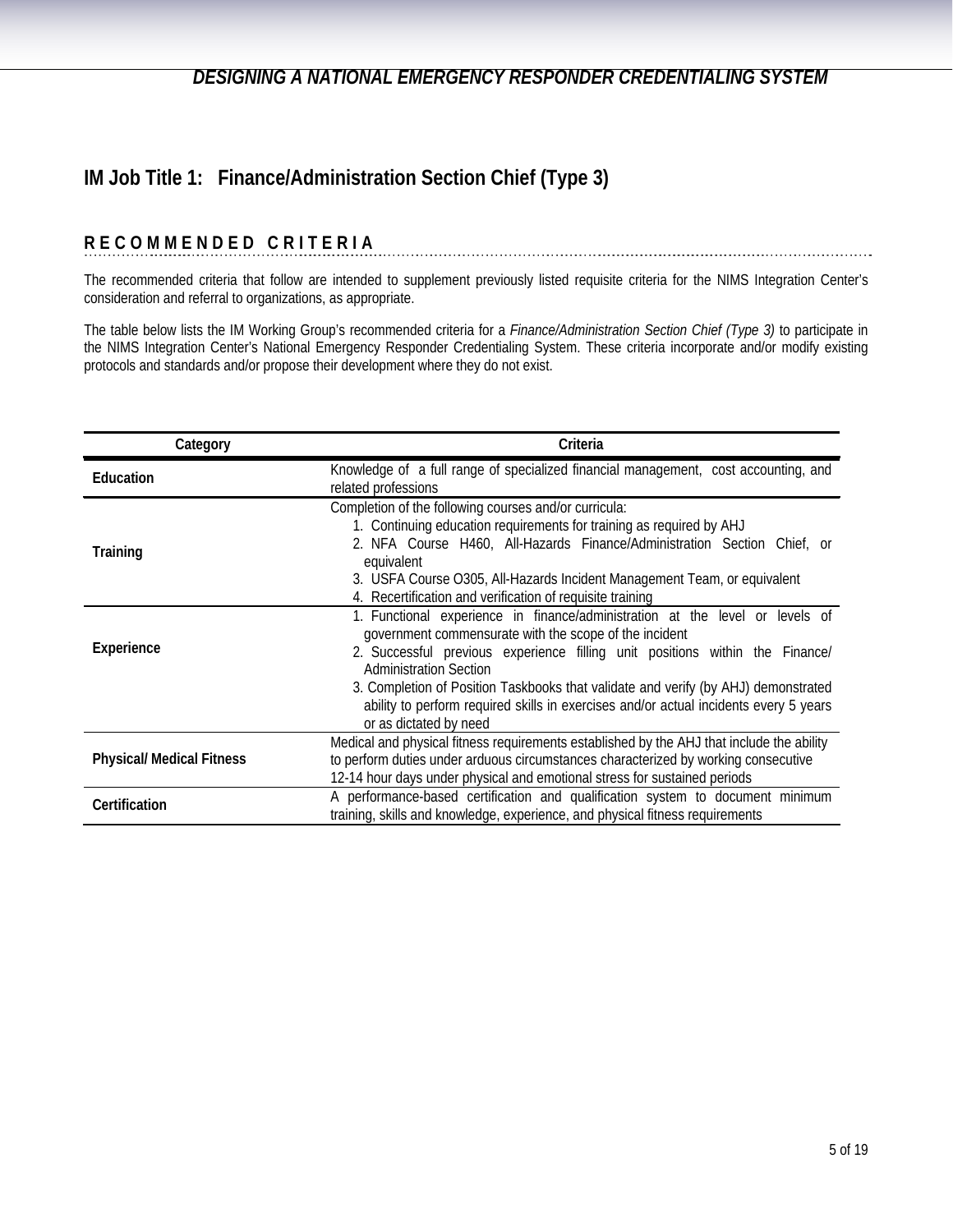## IM Job Title 1:   Finance/Administration Section Chief (Type 3)

### RECOMMENDED CRITERIA

The recommended criteria that follow are intended to supplement previously listed requisite criteria for the NIMS Integration Center's consideration and referral to organizations, as appropriate.

The table below lists the IM Working Group's recommended criteria for a *Finance/Administration Section Chief (Type 3)* to participate in the NIMS Integration Center's National Emergency Responder Credentialing System. These criteria incorporate and/or modify existing protocols and standards and/or propose their development where they do not exist.

| Category | Criteria |
|---|---|
| **Education** | Knowledge of a full range of specialized financial management, cost accounting, and related professions |
| **Training** | Completion of the following courses and/or curricula:<br>1. Continuing education requirements for training as required by AHJ<br>2. NFA Course H460, All-Hazards Finance/Administration Section Chief, or equivalent<br>3. USFA Course O305, All-Hazards Incident Management Team, or equivalent<br>4. Recertification and verification of requisite training |
| **Experience** | 1. Functional experience in finance/administration at the level or levels of government commensurate with the scope of the incident<br>2. Successful previous experience filling unit positions within the Finance/ Administration Section<br>3. Completion of Position Taskbooks that validate and verify (by AHJ) demonstrated ability to perform required skills in exercises and/or actual incidents every 5 years or as dictated by need |
| **Physical/ Medical Fitness** | Medical and physical fitness requirements established by the AHJ that include the ability to perform duties under arduous circumstances characterized by working consecutive 12-14 hour days under physical and emotional stress for sustained periods |
| **Certification** | A performance-based certification and qualification system to document minimum training, skills and knowledge, experience, and physical fitness requirements |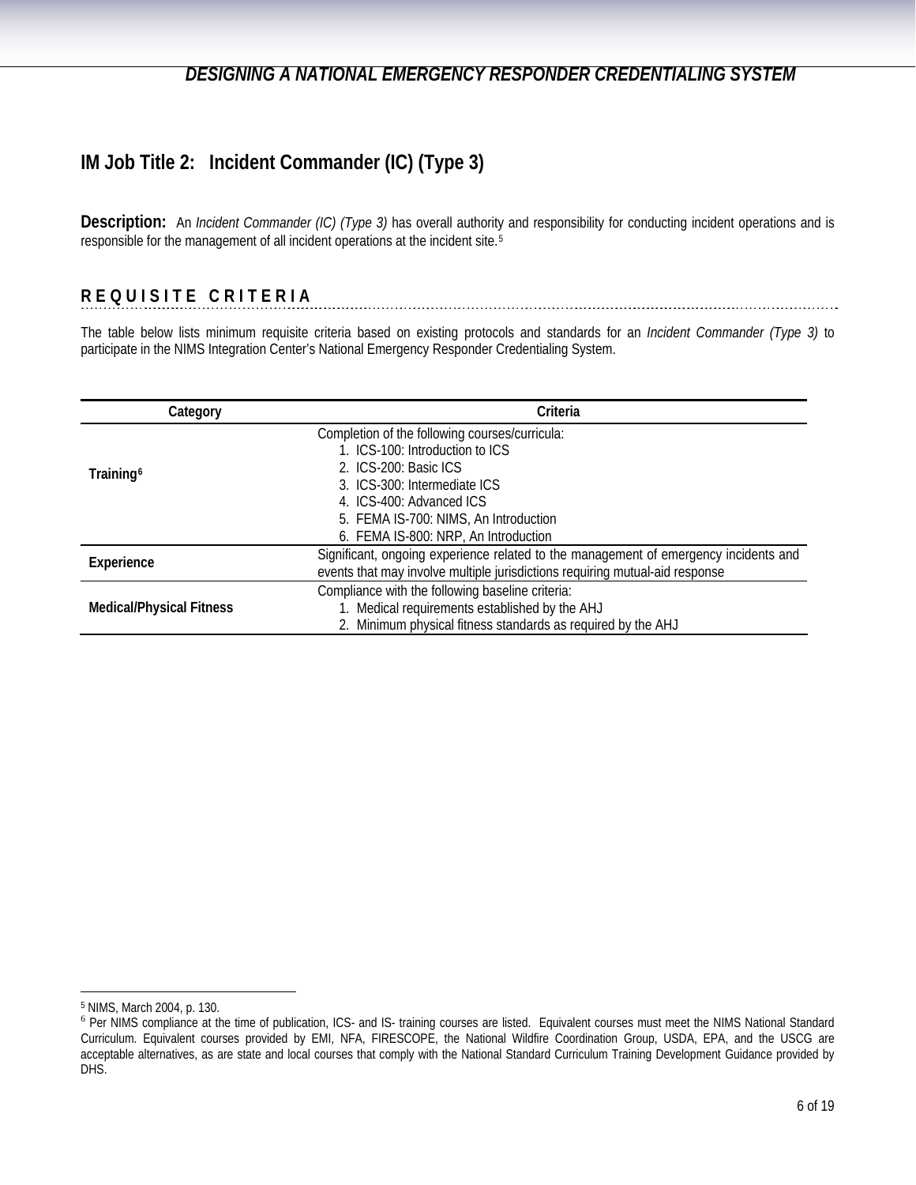## IM Job Title 2: Incident Commander (IC) (Type 3)

**Description:** An *Incident Commander (IC) (Type 3)* has overall authority and responsibility for conducting incident operations and is responsible for the management of all incident operations at the incident site.[5]

### REQUISITE CRITERIA

The table below lists minimum requisite criteria based on existing protocols and standards for an *Incident Commander (Type 3)* to participate in the NIMS Integration Center's National Emergency Responder Credentialing System.

| Category | Criteria |
|---|---|
| **Training**[6] | Completion of the following courses/curricula:<br>1. ICS-100: Introduction to ICS<br>2. ICS-200: Basic ICS<br>3. ICS-300: Intermediate ICS<br>4. ICS-400: Advanced ICS<br>5. FEMA IS-700: NIMS, An Introduction<br>6. FEMA IS-800: NRP, An Introduction |
| **Experience** | Significant, ongoing experience related to the management of emergency incidents and events that may involve multiple jurisdictions requiring mutual-aid response |
| **Medical/Physical Fitness** | Compliance with the following baseline criteria:<br>1. Medical requirements established by the AHJ<br>2. Minimum physical fitness standards as required by the AHJ |

---

[5] NIMS, March 2004, p. 130.

[6] Per NIMS compliance at the time of publication, ICS- and IS- training courses are listed. Equivalent courses must meet the NIMS National Standard Curriculum. Equivalent courses provided by EMI, NFA, FIRESCOPE, the National Wildfire Coordination Group, USDA, EPA, and the USCG are acceptable alternatives, as are state and local courses that comply with the National Standard Curriculum Training Development Guidance provided by DHS.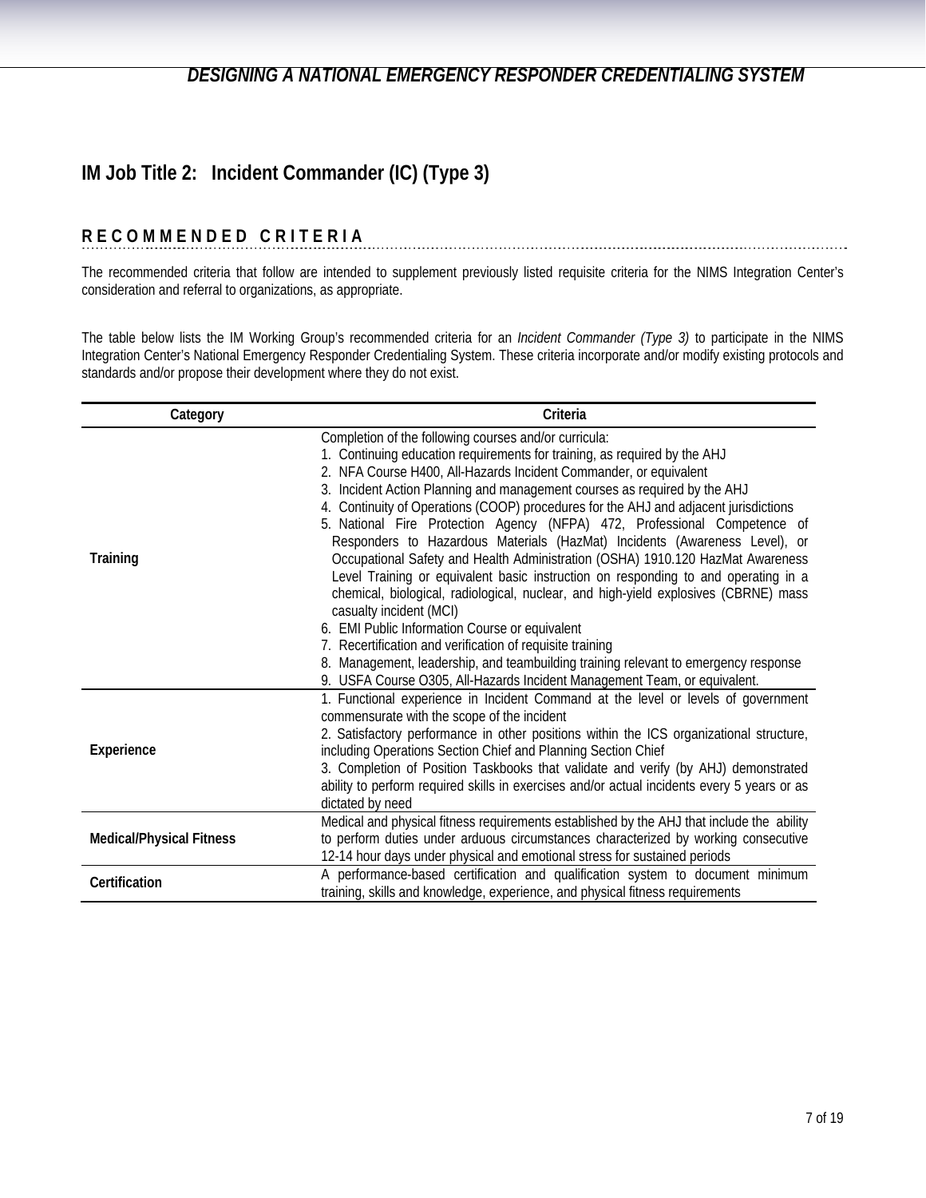## IM Job Title 2: Incident Commander (IC) (Type 3)

### RECOMMENDED CRITERIA

The recommended criteria that follow are intended to supplement previously listed requisite criteria for the NIMS Integration Center's consideration and referral to organizations, as appropriate.

The table below lists the IM Working Group's recommended criteria for an *Incident Commander (Type 3)* to participate in the NIMS Integration Center's National Emergency Responder Credentialing System. These criteria incorporate and/or modify existing protocols and standards and/or propose their development where they do not exist.

| Category | Criteria |
|---|---|
| **Training** | Completion of the following courses and/or curricula:<br>1. Continuing education requirements for training, as required by the AHJ<br>2. NFA Course H400, All-Hazards Incident Commander, or equivalent<br>3. Incident Action Planning and management courses as required by the AHJ<br>4. Continuity of Operations (COOP) procedures for the AHJ and adjacent jurisdictions<br>5. National Fire Protection Agency (NFPA) 472, Professional Competence of Responders to Hazardous Materials (HazMat) Incidents (Awareness Level), or Occupational Safety and Health Administration (OSHA) 1910.120 HazMat Awareness Level Training or equivalent basic instruction on responding to and operating in a chemical, biological, radiological, nuclear, and high-yield explosives (CBRNE) mass casualty incident (MCI)<br>6. EMI Public Information Course or equivalent<br>7. Recertification and verification of requisite training<br>8. Management, leadership, and teambuilding training relevant to emergency response<br>9. USFA Course O305, All-Hazards Incident Management Team, or equivalent. |
| **Experience** | 1. Functional experience in Incident Command at the level or levels of government commensurate with the scope of the incident<br>2. Satisfactory performance in other positions within the ICS organizational structure, including Operations Section Chief and Planning Section Chief<br>3. Completion of Position Taskbooks that validate and verify (by AHJ) demonstrated ability to perform required skills in exercises and/or actual incidents every 5 years or as dictated by need |
| **Medical/Physical Fitness** | Medical and physical fitness requirements established by the AHJ that include the ability to perform duties under arduous circumstances characterized by working consecutive 12-14 hour days under physical and emotional stress for sustained periods |
| **Certification** | A performance-based certification and qualification system to document minimum training, skills and knowledge, experience, and physical fitness requirements |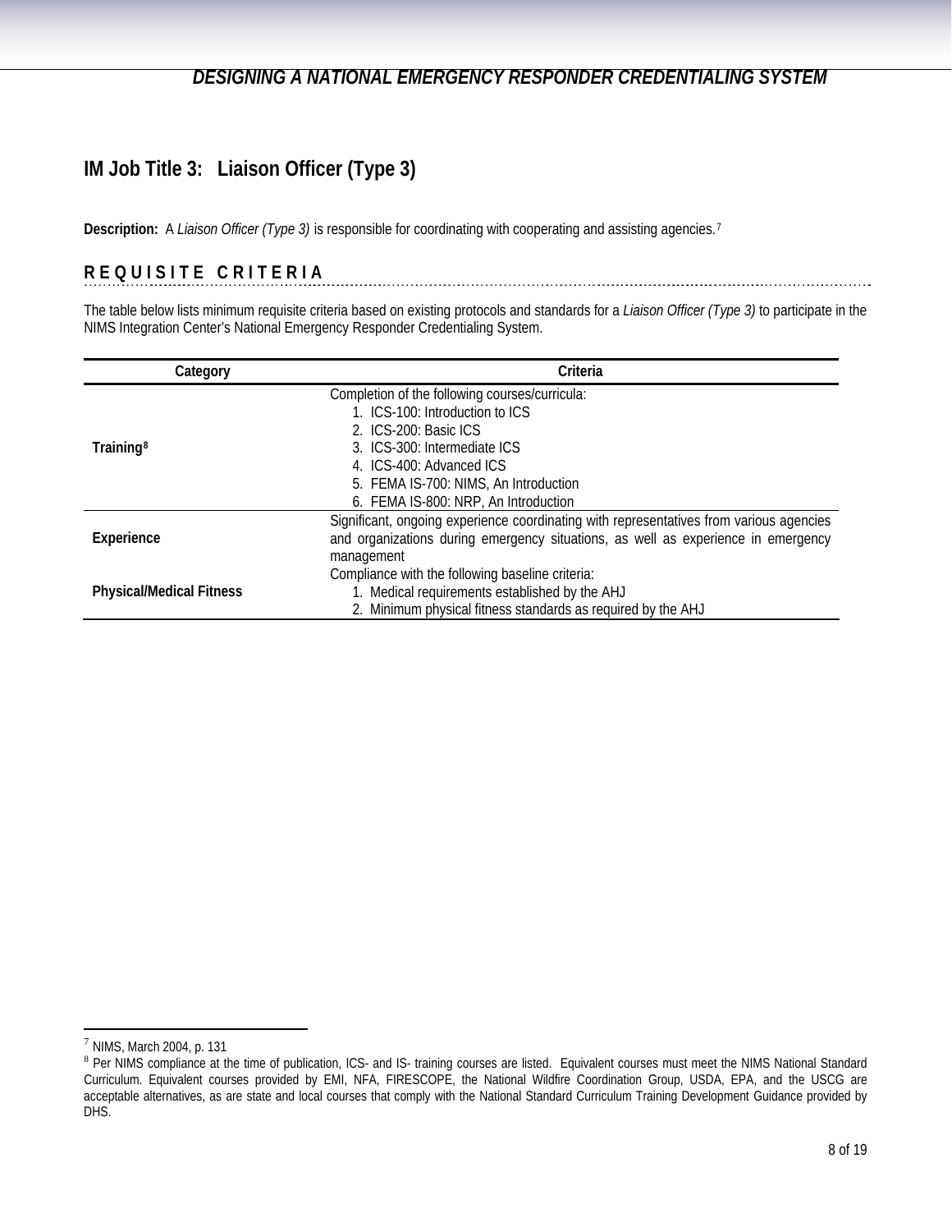## IM Job Title 3: Liaison Officer (Type 3)

**Description:** A *Liaison Officer (Type 3)* is responsible for coordinating with cooperating and assisting agencies.[7]

### REQUISITE CRITERIA

The table below lists minimum requisite criteria based on existing protocols and standards for a *Liaison Officer (Type 3)* to participate in the NIMS Integration Center's National Emergency Responder Credentialing System.

| Category | Criteria |
|---|---|
| **Training**[8] | Completion of the following courses/curricula:<br>1. ICS-100: Introduction to ICS<br>2. ICS-200: Basic ICS<br>3. ICS-300: Intermediate ICS<br>4. ICS-400: Advanced ICS<br>5. FEMA IS-700: NIMS, An Introduction<br>6. FEMA IS-800: NRP, An Introduction |
| **Experience** | Significant, ongoing experience coordinating with representatives from various agencies and organizations during emergency situations, as well as experience in emergency management |
| **Physical/Medical Fitness** | Compliance with the following baseline criteria:<br>1. Medical requirements established by the AHJ<br>2. Minimum physical fitness standards as required by the AHJ |

[7] NIMS, March 2004, p. 131

[8] Per NIMS compliance at the time of publication, ICS- and IS- training courses are listed. Equivalent courses must meet the NIMS National Standard Curriculum. Equivalent courses provided by EMI, NFA, FIRESCOPE, the National Wildfire Coordination Group, USDA, EPA, and the USCG are acceptable alternatives, as are state and local courses that comply with the National Standard Curriculum Training Development Guidance provided by DHS.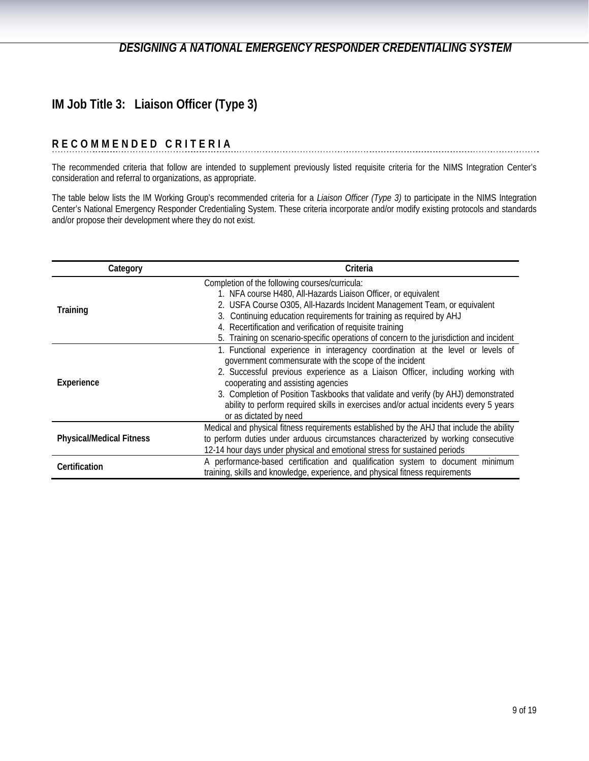## IM Job Title 3: Liaison Officer (Type 3)

### RECOMMENDED CRITERIA

The recommended criteria that follow are intended to supplement previously listed requisite criteria for the NIMS Integration Center's consideration and referral to organizations, as appropriate.

The table below lists the IM Working Group's recommended criteria for a *Liaison Officer (Type 3)* to participate in the NIMS Integration Center's National Emergency Responder Credentialing System. These criteria incorporate and/or modify existing protocols and standards and/or propose their development where they do not exist.

| Category | Criteria |
|---|---|
| **Training** | Completion of the following courses/curricula:<br>1. NFA course H480, All-Hazards Liaison Officer, or equivalent<br>2. USFA Course O305, All-Hazards Incident Management Team, or equivalent<br>3. Continuing education requirements for training as required by AHJ<br>4. Recertification and verification of requisite training<br>5. Training on scenario-specific operations of concern to the jurisdiction and incident |
| **Experience** | 1. Functional experience in interagency coordination at the level or levels of government commensurate with the scope of the incident<br>2. Successful previous experience as a Liaison Officer, including working with cooperating and assisting agencies<br>3. Completion of Position Taskbooks that validate and verify (by AHJ) demonstrated ability to perform required skills in exercises and/or actual incidents every 5 years or as dictated by need |
| **Physical/Medical Fitness** | Medical and physical fitness requirements established by the AHJ that include the ability to perform duties under arduous circumstances characterized by working consecutive 12-14 hour days under physical and emotional stress for sustained periods |
| **Certification** | A performance-based certification and qualification system to document minimum training, skills and knowledge, experience, and physical fitness requirements |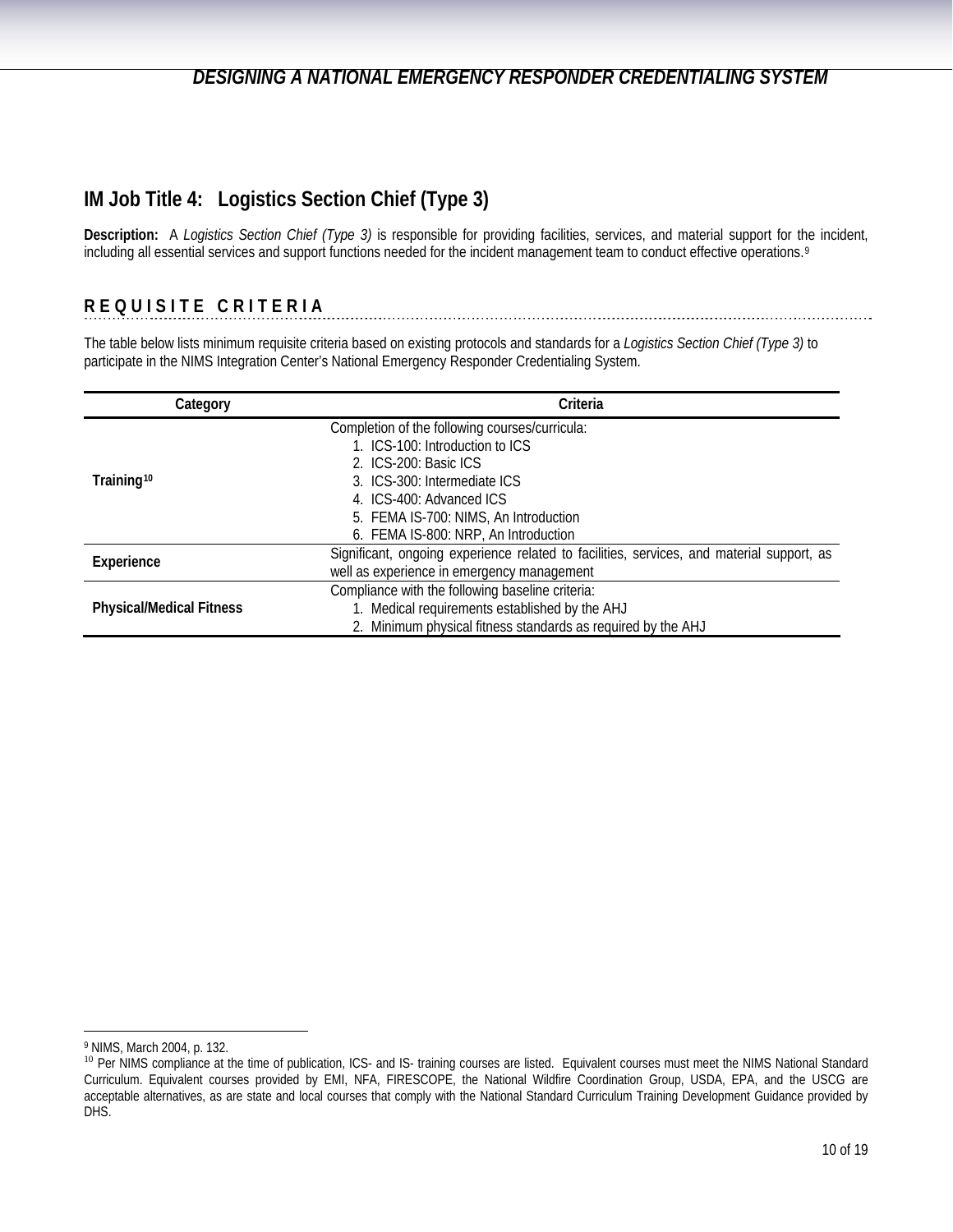## IM Job Title 4: Logistics Section Chief (Type 3)

**Description:** A *Logistics Section Chief (Type 3)* is responsible for providing facilities, services, and material support for the incident, including all essential services and support functions needed for the incident management team to conduct effective operations.[9]

### REQUISITE CRITERIA

The table below lists minimum requisite criteria based on existing protocols and standards for a *Logistics Section Chief (Type 3)* to participate in the NIMS Integration Center's National Emergency Responder Credentialing System.

| Category | Criteria |
|---|---|
| **Training**[10] | Completion of the following courses/curricula:<br>1. ICS-100: Introduction to ICS<br>2. ICS-200: Basic ICS<br>3. ICS-300: Intermediate ICS<br>4. ICS-400: Advanced ICS<br>5. FEMA IS-700: NIMS, An Introduction<br>6. FEMA IS-800: NRP, An Introduction |
| **Experience** | Significant, ongoing experience related to facilities, services, and material support, as well as experience in emergency management |
| **Physical/Medical Fitness** | Compliance with the following baseline criteria:<br>1. Medical requirements established by the AHJ<br>2. Minimum physical fitness standards as required by the AHJ |

---

[9] NIMS, March 2004, p. 132.

[10] Per NIMS compliance at the time of publication, ICS- and IS- training courses are listed. Equivalent courses must meet the NIMS National Standard Curriculum. Equivalent courses provided by EMI, NFA, FIRESCOPE, the National Wildfire Coordination Group, USDA, EPA, and the USCG are acceptable alternatives, as are state and local courses that comply with the National Standard Curriculum Training Development Guidance provided by DHS.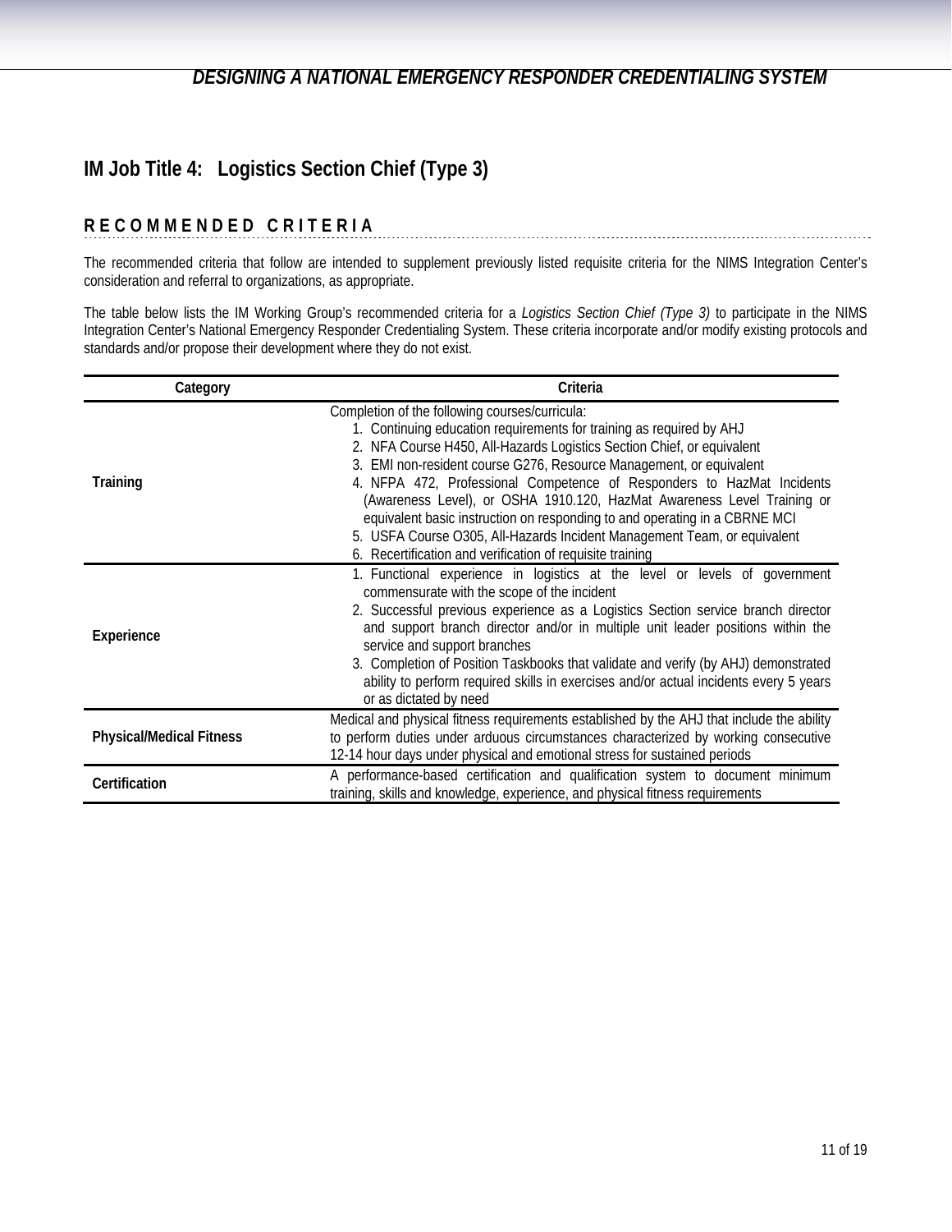## IM Job Title 4: Logistics Section Chief (Type 3)

### RECOMMENDED CRITERIA

The recommended criteria that follow are intended to supplement previously listed requisite criteria for the NIMS Integration Center's consideration and referral to organizations, as appropriate.

The table below lists the IM Working Group's recommended criteria for a *Logistics Section Chief (Type 3)* to participate in the NIMS Integration Center's National Emergency Responder Credentialing System. These criteria incorporate and/or modify existing protocols and standards and/or propose their development where they do not exist.

| Category | Criteria |
|---|---|
| **Training** | Completion of the following courses/curricula:<br>1. Continuing education requirements for training as required by AHJ<br>2. NFA Course H450, All-Hazards Logistics Section Chief, or equivalent<br>3. EMI non-resident course G276, Resource Management, or equivalent<br>4. NFPA 472, Professional Competence of Responders to HazMat Incidents (Awareness Level), or OSHA 1910.120, HazMat Awareness Level Training or equivalent basic instruction on responding to and operating in a CBRNE MCI<br>5. USFA Course O305, All-Hazards Incident Management Team, or equivalent<br>6. Recertification and verification of requisite training |
| **Experience** | 1. Functional experience in logistics at the level or levels of government commensurate with the scope of the incident<br>2. Successful previous experience as a Logistics Section service branch director and support branch director and/or in multiple unit leader positions within the service and support branches<br>3. Completion of Position Taskbooks that validate and verify (by AHJ) demonstrated ability to perform required skills in exercises and/or actual incidents every 5 years or as dictated by need |
| **Physical/Medical Fitness** | Medical and physical fitness requirements established by the AHJ that include the ability to perform duties under arduous circumstances characterized by working consecutive 12-14 hour days under physical and emotional stress for sustained periods |
| **Certification** | A performance-based certification and qualification system to document minimum training, skills and knowledge, experience, and physical fitness requirements |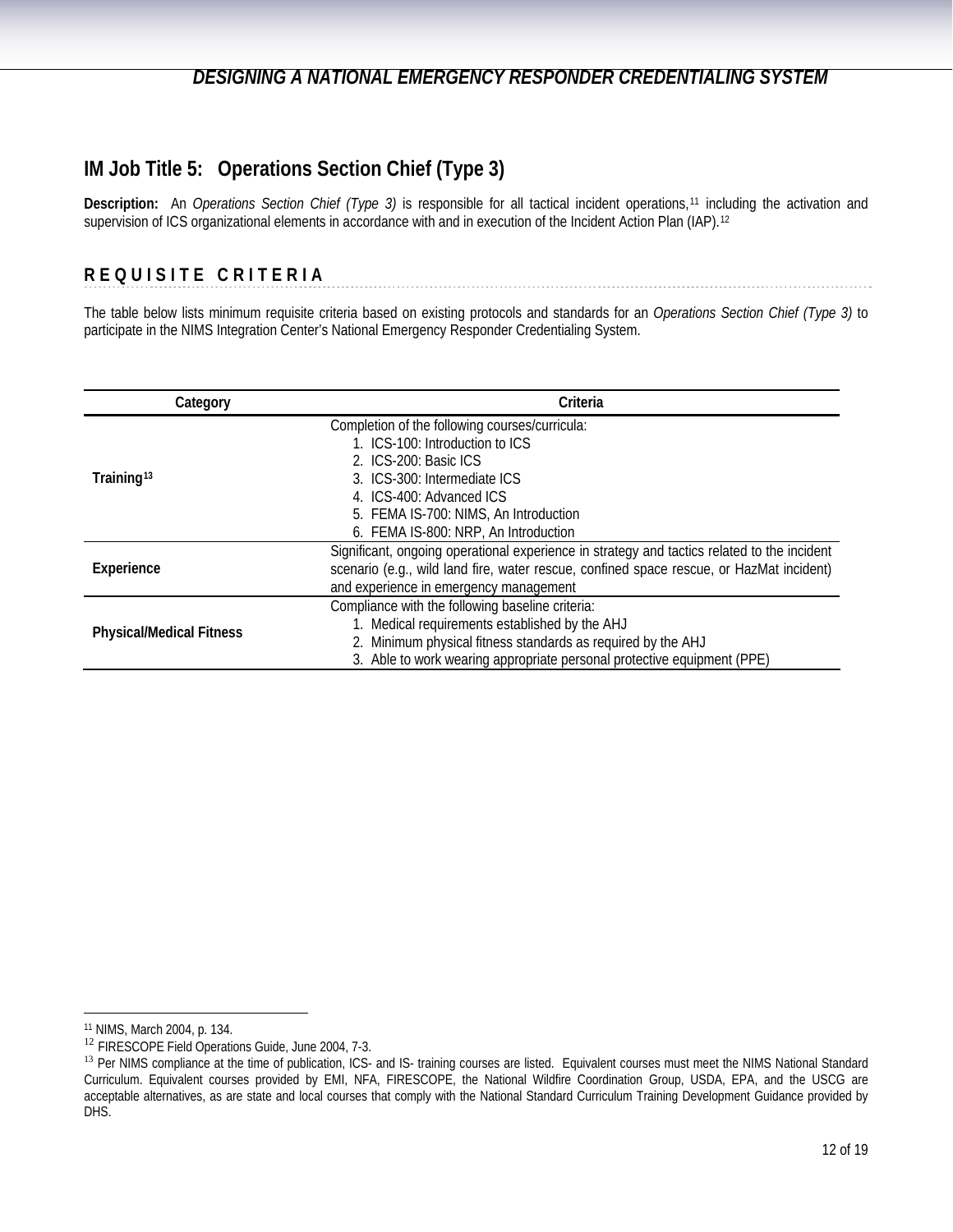## IM Job Title 5: Operations Section Chief (Type 3)

**Description:** An *Operations Section Chief (Type 3)* is responsible for all tactical incident operations,[11] including the activation and supervision of ICS organizational elements in accordance with and in execution of the Incident Action Plan (IAP).[12]

### REQUISITE CRITERIA

The table below lists minimum requisite criteria based on existing protocols and standards for an *Operations Section Chief (Type 3)* to participate in the NIMS Integration Center's National Emergency Responder Credentialing System.

| Category | Criteria |
|---|---|
| **Training**[13] | Completion of the following courses/curricula:<br>1. ICS-100: Introduction to ICS<br>2. ICS-200: Basic ICS<br>3. ICS-300: Intermediate ICS<br>4. ICS-400: Advanced ICS<br>5. FEMA IS-700: NIMS, An Introduction<br>6. FEMA IS-800: NRP, An Introduction |
| **Experience** | Significant, ongoing operational experience in strategy and tactics related to the incident scenario (e.g., wild land fire, water rescue, confined space rescue, or HazMat incident) and experience in emergency management |
| **Physical/Medical Fitness** | Compliance with the following baseline criteria:<br>1. Medical requirements established by the AHJ<br>2. Minimum physical fitness standards as required by the AHJ<br>3. Able to work wearing appropriate personal protective equipment (PPE) |

---

[11] NIMS, March 2004, p. 134.

[12] FIRESCOPE Field Operations Guide, June 2004, 7-3.

[13] Per NIMS compliance at the time of publication, ICS- and IS- training courses are listed. Equivalent courses must meet the NIMS National Standard Curriculum. Equivalent courses provided by EMI, NFA, FIRESCOPE, the National Wildfire Coordination Group, USDA, EPA, and the USCG are acceptable alternatives, as are state and local courses that comply with the National Standard Curriculum Training Development Guidance provided by DHS.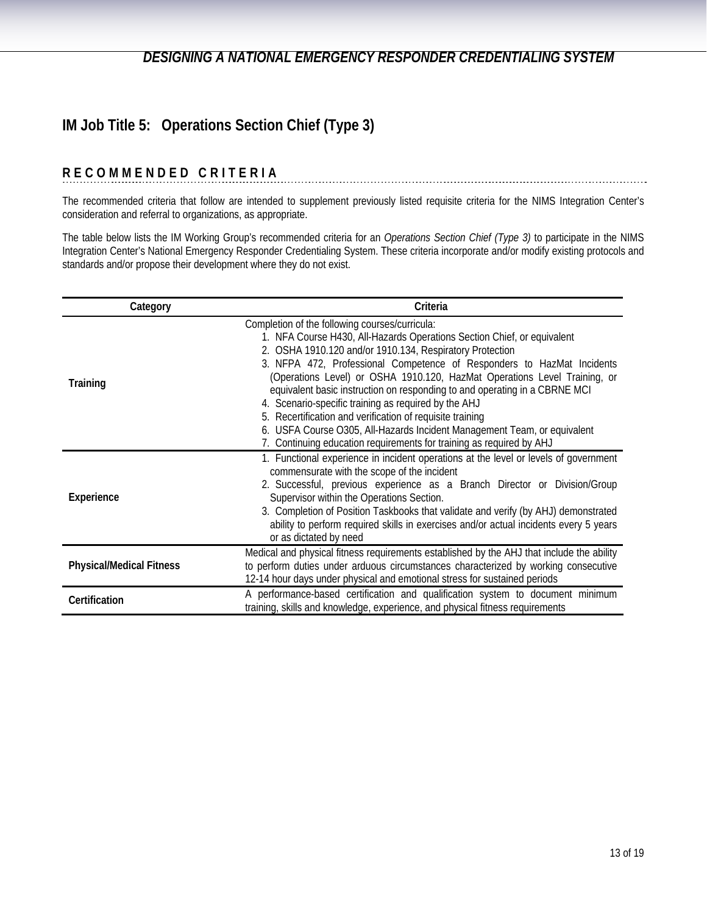# IM Job Title 5: Operations Section Chief (Type 3)

## RECOMMENDED CRITERIA

The recommended criteria that follow are intended to supplement previously listed requisite criteria for the NIMS Integration Center's consideration and referral to organizations, as appropriate.

The table below lists the IM Working Group's recommended criteria for an *Operations Section Chief (Type 3)* to participate in the NIMS Integration Center's National Emergency Responder Credentialing System. These criteria incorporate and/or modify existing protocols and standards and/or propose their development where they do not exist.

| Category | Criteria |
| --- | --- |
| **Training** | Completion of the following courses/curricula:<br>1. NFA Course H430, All-Hazards Operations Section Chief, or equivalent<br>2. OSHA 1910.120 and/or 1910.134, Respiratory Protection<br>3. NFPA 472, Professional Competence of Responders to HazMat Incidents (Operations Level) or OSHA 1910.120, HazMat Operations Level Training, or equivalent basic instruction on responding to and operating in a CBRNE MCI<br>4. Scenario-specific training as required by the AHJ<br>5. Recertification and verification of requisite training<br>6. USFA Course O305, All-Hazards Incident Management Team, or equivalent<br>7. Continuing education requirements for training as required by AHJ |
| **Experience** | 1. Functional experience in incident operations at the level or levels of government commensurate with the scope of the incident<br>2. Successful, previous experience as a Branch Director or Division/Group Supervisor within the Operations Section.<br>3. Completion of Position Taskbooks that validate and verify (by AHJ) demonstrated ability to perform required skills in exercises and/or actual incidents every 5 years or as dictated by need |
| **Physical/Medical Fitness** | Medical and physical fitness requirements established by the AHJ that include the ability to perform duties under arduous circumstances characterized by working consecutive 12-14 hour days under physical and emotional stress for sustained periods |
| **Certification** | A performance-based certification and qualification system to document minimum training, skills and knowledge, experience, and physical fitness requirements |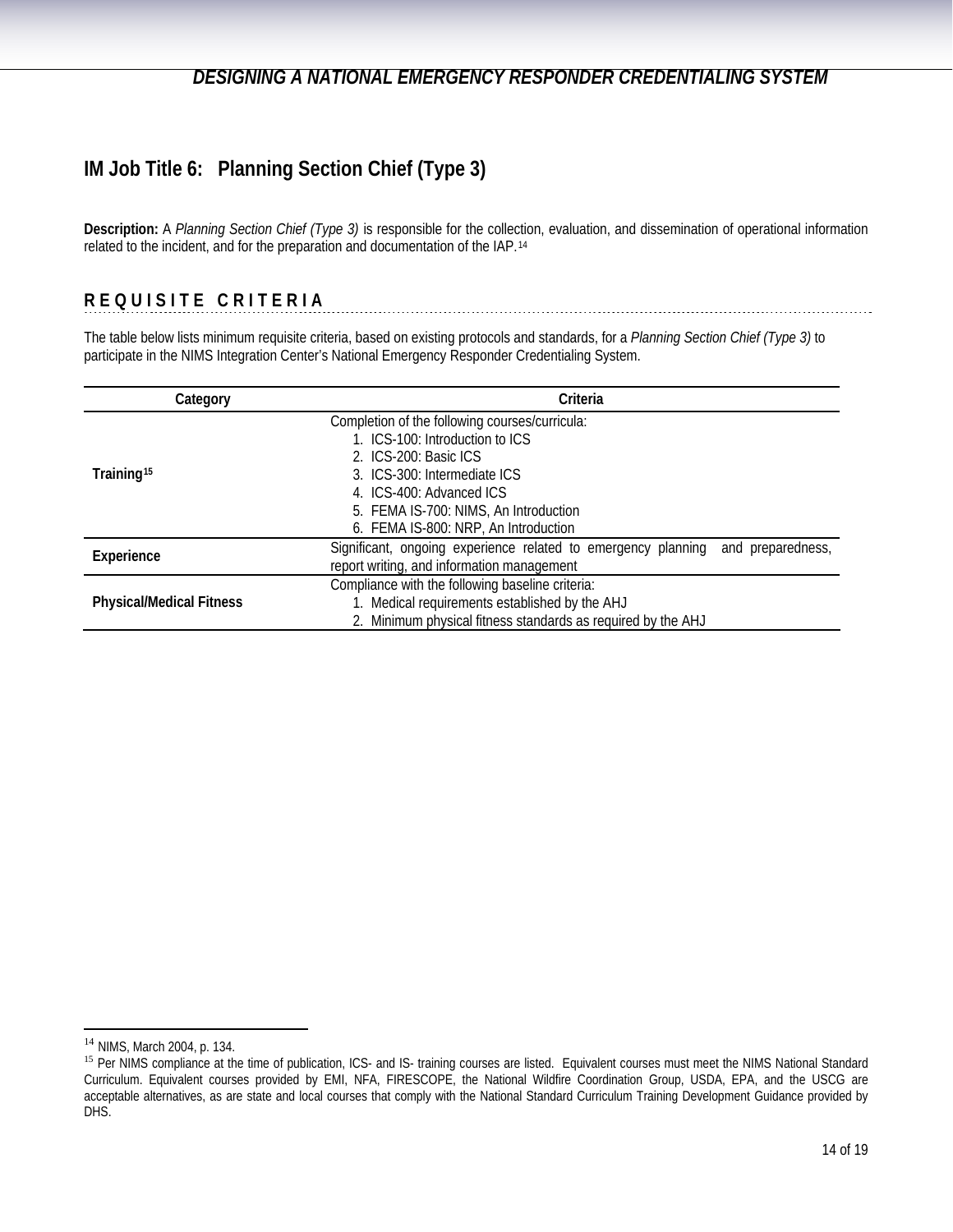## IM Job Title 6: Planning Section Chief (Type 3)

**Description:** A *Planning Section Chief (Type 3)* is responsible for the collection, evaluation, and dissemination of operational information related to the incident, and for the preparation and documentation of the IAP.[14]

### REQUISITE CRITERIA

The table below lists minimum requisite criteria, based on existing protocols and standards, for a *Planning Section Chief (Type 3)* to participate in the NIMS Integration Center's National Emergency Responder Credentialing System.

| Category | Criteria |
| --- | --- |
| **Training**[15] | Completion of the following courses/curricula:<br>1. ICS-100: Introduction to ICS<br>2. ICS-200: Basic ICS<br>3. ICS-300: Intermediate ICS<br>4. ICS-400: Advanced ICS<br>5. FEMA IS-700: NIMS, An Introduction<br>6. FEMA IS-800: NRP, An Introduction |
| **Experience** | Significant, ongoing experience related to emergency planning and preparedness, report writing, and information management |
| **Physical/Medical Fitness** | Compliance with the following baseline criteria:<br>1. Medical requirements established by the AHJ<br>2. Minimum physical fitness standards as required by the AHJ |

---

[14] NIMS, March 2004, p. 134.

[15] Per NIMS compliance at the time of publication, ICS- and IS- training courses are listed. Equivalent courses must meet the NIMS National Standard Curriculum. Equivalent courses provided by EMI, NFA, FIRESCOPE, the National Wildfire Coordination Group, USDA, EPA, and the USCG are acceptable alternatives, as are state and local courses that comply with the National Standard Curriculum Training Development Guidance provided by DHS.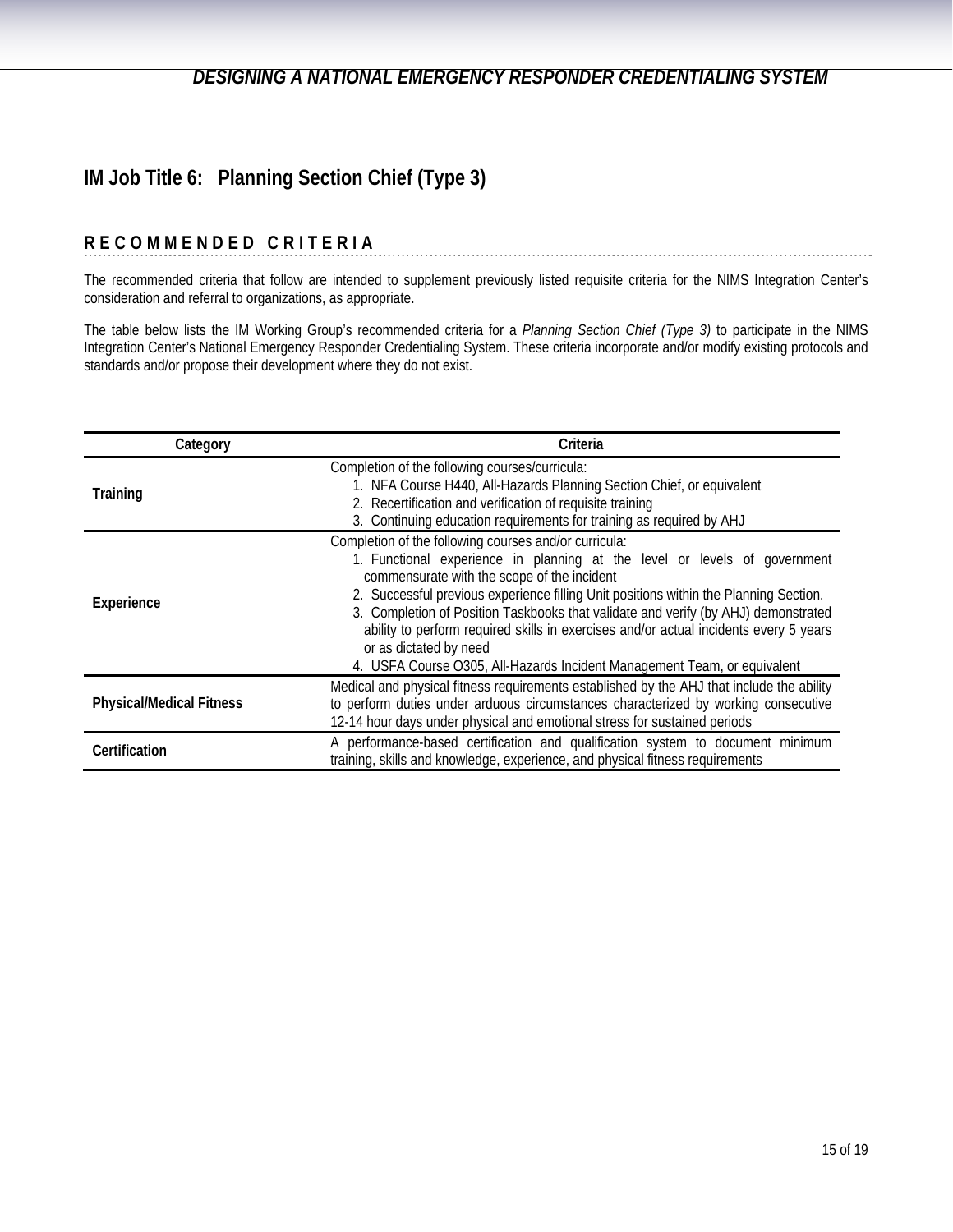## IM Job Title 6: Planning Section Chief (Type 3)

### RECOMMENDED CRITERIA

The recommended criteria that follow are intended to supplement previously listed requisite criteria for the NIMS Integration Center's consideration and referral to organizations, as appropriate.

The table below lists the IM Working Group's recommended criteria for a *Planning Section Chief (Type 3)* to participate in the NIMS Integration Center's National Emergency Responder Credentialing System. These criteria incorporate and/or modify existing protocols and standards and/or propose their development where they do not exist.

| Category | Criteria |
|---|---|
| **Training** | Completion of the following courses/curricula:<br>1. NFA Course H440, All-Hazards Planning Section Chief, or equivalent<br>2. Recertification and verification of requisite training<br>3. Continuing education requirements for training as required by AHJ |
| **Experience** | Completion of the following courses and/or curricula:<br>1. Functional experience in planning at the level or levels of government commensurate with the scope of the incident<br>2. Successful previous experience filling Unit positions within the Planning Section.<br>3. Completion of Position Taskbooks that validate and verify (by AHJ) demonstrated ability to perform required skills in exercises and/or actual incidents every 5 years or as dictated by need<br>4. USFA Course O305, All-Hazards Incident Management Team, or equivalent |
| **Physical/Medical Fitness** | Medical and physical fitness requirements established by the AHJ that include the ability to perform duties under arduous circumstances characterized by working consecutive 12-14 hour days under physical and emotional stress for sustained periods |
| **Certification** | A performance-based certification and qualification system to document minimum training, skills and knowledge, experience, and physical fitness requirements |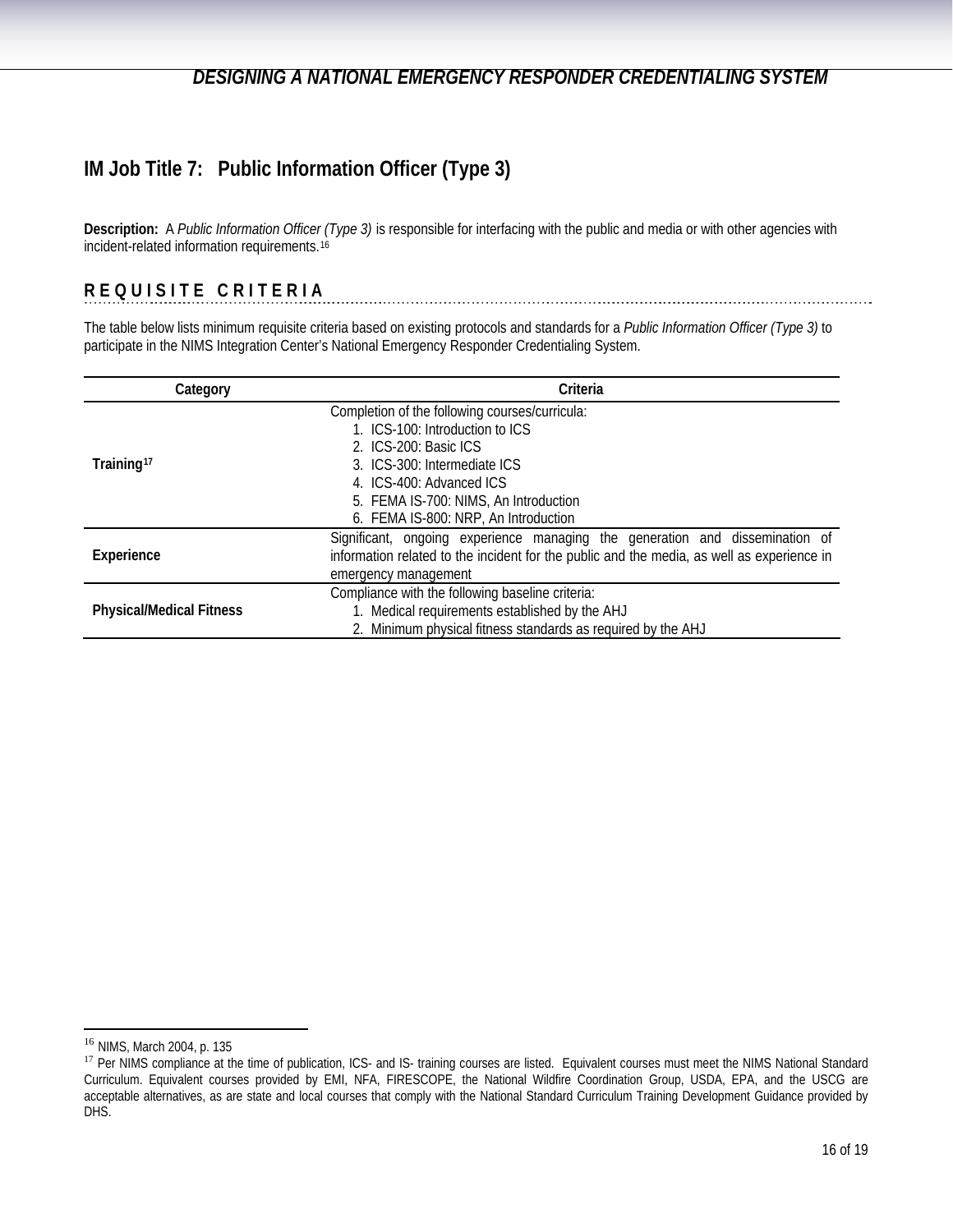## IM Job Title 7: Public Information Officer (Type 3)

**Description:** A *Public Information Officer (Type 3)* is responsible for interfacing with the public and media or with other agencies with incident-related information requirements.[16]

### REQUISITE CRITERIA

The table below lists minimum requisite criteria based on existing protocols and standards for a *Public Information Officer (Type 3)* to participate in the NIMS Integration Center's National Emergency Responder Credentialing System.

| Category | Criteria |
|---|---|
| **Training**[17] | Completion of the following courses/curricula:<br>1. ICS-100: Introduction to ICS<br>2. ICS-200: Basic ICS<br>3. ICS-300: Intermediate ICS<br>4. ICS-400: Advanced ICS<br>5. FEMA IS-700: NIMS, An Introduction<br>6. FEMA IS-800: NRP, An Introduction |
| **Experience** | Significant, ongoing experience managing the generation and dissemination of information related to the incident for the public and the media, as well as experience in emergency management |
| **Physical/Medical Fitness** | Compliance with the following baseline criteria:<br>1. Medical requirements established by the AHJ<br>2. Minimum physical fitness standards as required by the AHJ |

---

[16] NIMS, March 2004, p. 135

[17] Per NIMS compliance at the time of publication, ICS- and IS- training courses are listed. Equivalent courses must meet the NIMS National Standard Curriculum. Equivalent courses provided by EMI, NFA, FIRESCOPE, the National Wildfire Coordination Group, USDA, EPA, and the USCG are acceptable alternatives, as are state and local courses that comply with the National Standard Curriculum Training Development Guidance provided by DHS.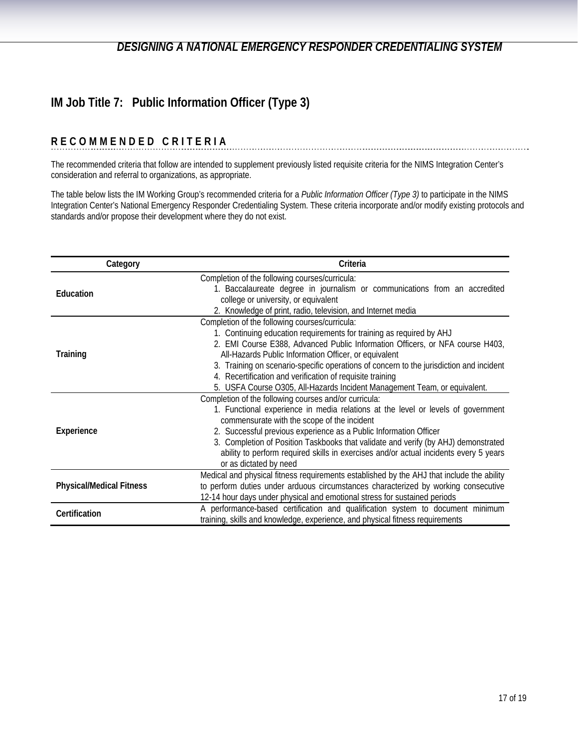## IM Job Title 7: Public Information Officer (Type 3)

### RECOMMENDED CRITERIA

The recommended criteria that follow are intended to supplement previously listed requisite criteria for the NIMS Integration Center's consideration and referral to organizations, as appropriate.

The table below lists the IM Working Group's recommended criteria for a *Public Information Officer (Type 3)* to participate in the NIMS Integration Center's National Emergency Responder Credentialing System. These criteria incorporate and/or modify existing protocols and standards and/or propose their development where they do not exist.

| Category | Criteria |
| --- | --- |
| **Education** | Completion of the following courses/curricula:<br>1. Baccalaureate degree in journalism or communications from an accredited college or university, or equivalent<br>2. Knowledge of print, radio, television, and Internet media |
| **Training** | Completion of the following courses/curricula:<br>1. Continuing education requirements for training as required by AHJ<br>2. EMI Course E388, Advanced Public Information Officers, or NFA course H403, All-Hazards Public Information Officer, or equivalent<br>3. Training on scenario-specific operations of concern to the jurisdiction and incident<br>4. Recertification and verification of requisite training<br>5. USFA Course O305, All-Hazards Incident Management Team, or equivalent. |
| **Experience** | Completion of the following courses and/or curricula:<br>1. Functional experience in media relations at the level or levels of government commensurate with the scope of the incident<br>2. Successful previous experience as a Public Information Officer<br>3. Completion of Position Taskbooks that validate and verify (by AHJ) demonstrated ability to perform required skills in exercises and/or actual incidents every 5 years or as dictated by need |
| **Physical/Medical Fitness** | Medical and physical fitness requirements established by the AHJ that include the ability to perform duties under arduous circumstances characterized by working consecutive 12-14 hour days under physical and emotional stress for sustained periods |
| **Certification** | A performance-based certification and qualification system to document minimum training, skills and knowledge, experience, and physical fitness requirements |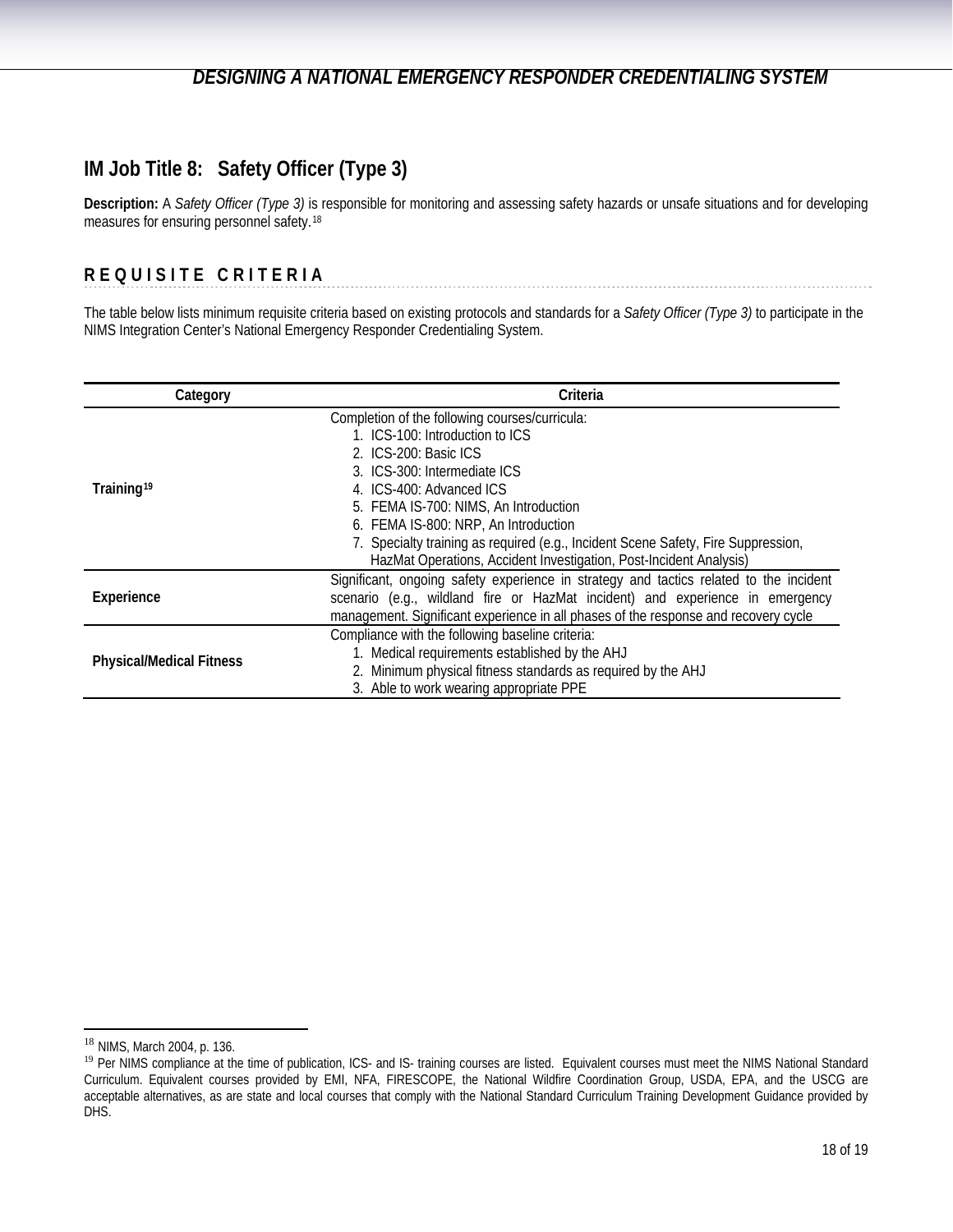## IM Job Title 8: Safety Officer (Type 3)

**Description:** A *Safety Officer (Type 3)* is responsible for monitoring and assessing safety hazards or unsafe situations and for developing measures for ensuring personnel safety.[18]

### REQUISITE CRITERIA

The table below lists minimum requisite criteria based on existing protocols and standards for a *Safety Officer (Type 3)* to participate in the NIMS Integration Center's National Emergency Responder Credentialing System.

| Category | Criteria |
|---|---|
| **Training**[19] | Completion of the following courses/curricula:<br>1. ICS-100: Introduction to ICS<br>2. ICS-200: Basic ICS<br>3. ICS-300: Intermediate ICS<br>4. ICS-400: Advanced ICS<br>5. FEMA IS-700: NIMS, An Introduction<br>6. FEMA IS-800: NRP, An Introduction<br>7. Specialty training as required (e.g., Incident Scene Safety, Fire Suppression, HazMat Operations, Accident Investigation, Post-Incident Analysis) |
| **Experience** | Significant, ongoing safety experience in strategy and tactics related to the incident scenario (e.g., wildland fire or HazMat incident) and experience in emergency management. Significant experience in all phases of the response and recovery cycle |
| **Physical/Medical Fitness** | Compliance with the following baseline criteria:<br>1. Medical requirements established by the AHJ<br>2. Minimum physical fitness standards as required by the AHJ<br>3. Able to work wearing appropriate PPE |

---

[18] NIMS, March 2004, p. 136.

[19] Per NIMS compliance at the time of publication, ICS- and IS- training courses are listed. Equivalent courses must meet the NIMS National Standard Curriculum. Equivalent courses provided by EMI, NFA, FIRESCOPE, the National Wildfire Coordination Group, USDA, EPA, and the USCG are acceptable alternatives, as are state and local courses that comply with the National Standard Curriculum Training Development Guidance provided by DHS.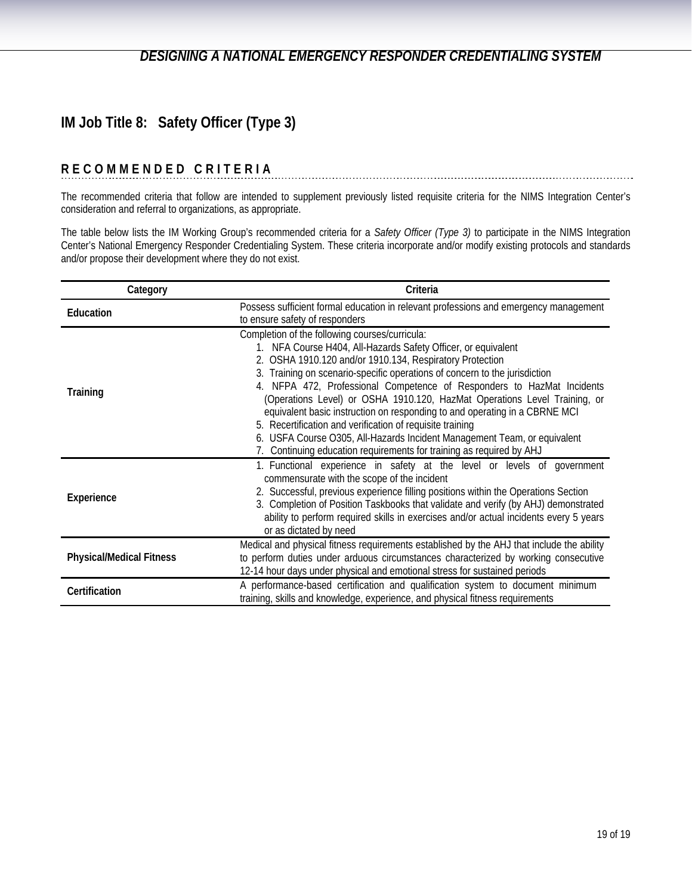## IM Job Title 8: Safety Officer (Type 3)

### RECOMMENDED CRITERIA

The recommended criteria that follow are intended to supplement previously listed requisite criteria for the NIMS Integration Center's consideration and referral to organizations, as appropriate.

The table below lists the IM Working Group's recommended criteria for a *Safety Officer (Type 3)* to participate in the NIMS Integration Center's National Emergency Responder Credentialing System. These criteria incorporate and/or modify existing protocols and standards and/or propose their development where they do not exist.

| Category | Criteria |
|---|---|
| **Education** | Possess sufficient formal education in relevant professions and emergency management to ensure safety of responders |
| **Training** | Completion of the following courses/curricula:<br>1. NFA Course H404, All-Hazards Safety Officer, or equivalent<br>2. OSHA 1910.120 and/or 1910.134, Respiratory Protection<br>3. Training on scenario-specific operations of concern to the jurisdiction<br>4. NFPA 472, Professional Competence of Responders to HazMat Incidents (Operations Level) or OSHA 1910.120, HazMat Operations Level Training, or equivalent basic instruction on responding to and operating in a CBRNE MCI<br>5. Recertification and verification of requisite training<br>6. USFA Course O305, All-Hazards Incident Management Team, or equivalent<br>7. Continuing education requirements for training as required by AHJ |
| **Experience** | 1. Functional experience in safety at the level or levels of government commensurate with the scope of the incident<br>2. Successful, previous experience filling positions within the Operations Section<br>3. Completion of Position Taskbooks that validate and verify (by AHJ) demonstrated ability to perform required skills in exercises and/or actual incidents every 5 years or as dictated by need |
| **Physical/Medical Fitness** | Medical and physical fitness requirements established by the AHJ that include the ability to perform duties under arduous circumstances characterized by working consecutive 12-14 hour days under physical and emotional stress for sustained periods |
| **Certification** | A performance-based certification and qualification system to document minimum training, skills and knowledge, experience, and physical fitness requirements |